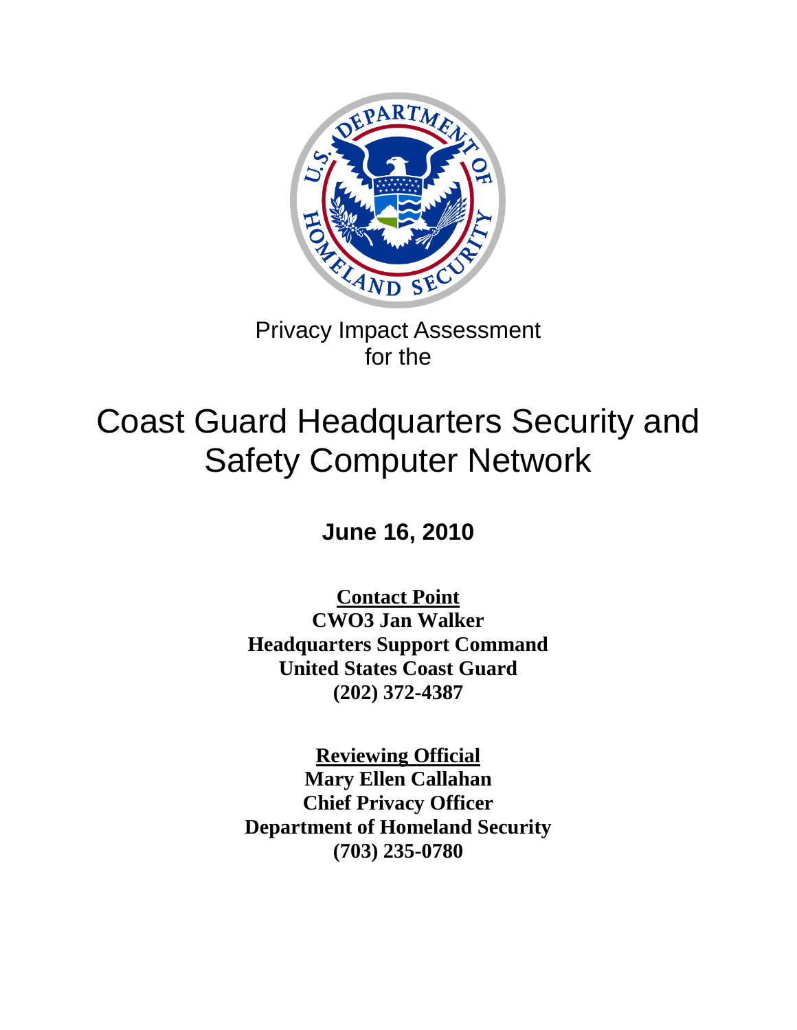Privacy Impact Assessment
for the

# Coast Guard Headquarters Security and Safety Computer Network

**June 16, 2010**

**Contact Point**
**CWO3 Jan Walker**
**Headquarters Support Command**
**United States Coast Guard**
**(202) 372-4387**

**Reviewing Official**
**Mary Ellen Callahan**
**Chief Privacy Officer**
**Department of Homeland Security**
**(703) 235-0780**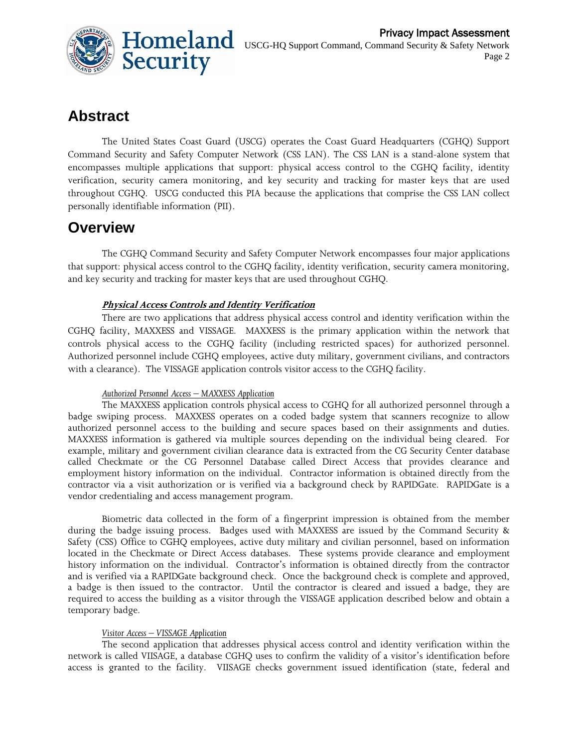## Abstract

The United States Coast Guard (USCG) operates the Coast Guard Headquarters (CGHQ) Support Command Security and Safety Computer Network (CSS LAN). The CSS LAN is a stand-alone system that encompasses multiple applications that support: physical access control to the CGHQ facility, identity verification, security camera monitoring, and key security and tracking for master keys that are used throughout CGHQ. USCG conducted this PIA because the applications that comprise the CSS LAN collect personally identifiable information (PII).

## Overview

The CGHQ Command Security and Safety Computer Network encompasses four major applications that support: physical access control to the CGHQ facility, identity verification, security camera monitoring, and key security and tracking for master keys that are used throughout CGHQ.

***Physical Access Controls and Identity Verification***

There are two applications that address physical access control and identity verification within the CGHQ facility, MAXXESS and VISSAGE. MAXXESS is the primary application within the network that controls physical access to the CGHQ facility (including restricted spaces) for authorized personnel. Authorized personnel include CGHQ employees, active duty military, government civilians, and contractors with a clearance). The VISSAGE application controls visitor access to the CGHQ facility.

*Authorized Personnel Access – MAXXESS Application*

The MAXXESS application controls physical access to CGHQ for all authorized personnel through a badge swiping process. MAXXESS operates on a coded badge system that scanners recognize to allow authorized personnel access to the building and secure spaces based on their assignments and duties. MAXXESS information is gathered via multiple sources depending on the individual being cleared. For example, military and government civilian clearance data is extracted from the CG Security Center database called Checkmate or the CG Personnel Database called Direct Access that provides clearance and employment history information on the individual. Contractor information is obtained directly from the contractor via a visit authorization or is verified via a background check by RAPIDGate. RAPIDGate is a vendor credentialing and access management program.

Biometric data collected in the form of a fingerprint impression is obtained from the member during the badge issuing process. Badges used with MAXXESS are issued by the Command Security & Safety (CSS) Office to CGHQ employees, active duty military and civilian personnel, based on information located in the Checkmate or Direct Access databases. These systems provide clearance and employment history information on the individual. Contractor's information is obtained directly from the contractor and is verified via a RAPIDGate background check. Once the background check is complete and approved, a badge is then issued to the contractor. Until the contractor is cleared and issued a badge, they are required to access the building as a visitor through the VISSAGE application described below and obtain a temporary badge.

*Visitor Access – VISSAGE Application*

The second application that addresses physical access control and identity verification within the network is called VIISAGE, a database CGHQ uses to confirm the validity of a visitor's identification before access is granted to the facility. VIISAGE checks government issued identification (state, federal and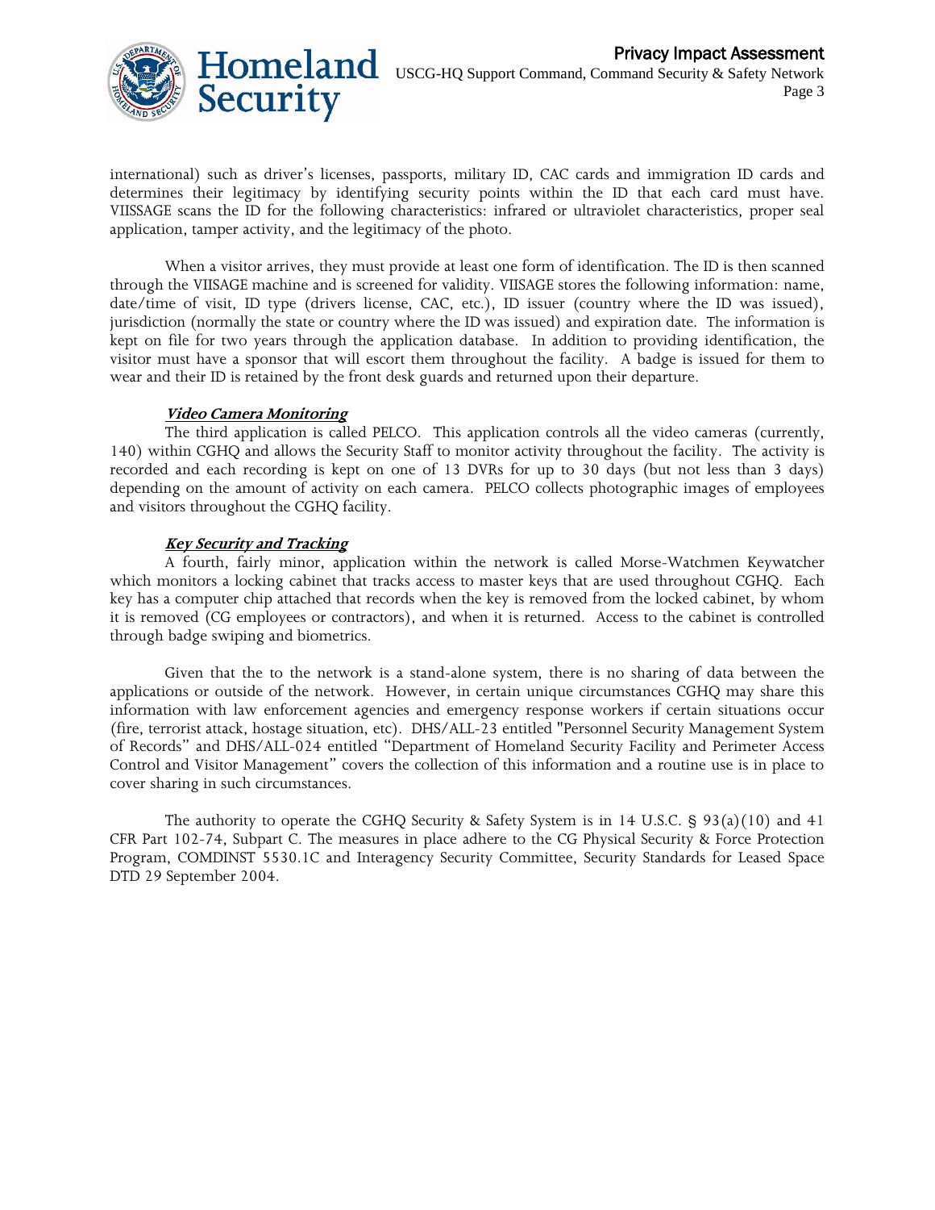international) such as driver's licenses, passports, military ID, CAC cards and immigration ID cards and determines their legitimacy by identifying security points within the ID that each card must have. VIISSAGE scans the ID for the following characteristics: infrared or ultraviolet characteristics, proper seal application, tamper activity, and the legitimacy of the photo.

When a visitor arrives, they must provide at least one form of identification. The ID is then scanned through the VIISAGE machine and is screened for validity. VIISAGE stores the following information: name, date/time of visit, ID type (drivers license, CAC, etc.), ID issuer (country where the ID was issued), jurisdiction (normally the state or country where the ID was issued) and expiration date. The information is kept on file for two years through the application database. In addition to providing identification, the visitor must have a sponsor that will escort them throughout the facility. A badge is issued for them to wear and their ID is retained by the front desk guards and returned upon their departure.

***Video Camera Monitoring***

The third application is called PELCO. This application controls all the video cameras (currently, 140) within CGHQ and allows the Security Staff to monitor activity throughout the facility. The activity is recorded and each recording is kept on one of 13 DVRs for up to 30 days (but not less than 3 days) depending on the amount of activity on each camera. PELCO collects photographic images of employees and visitors throughout the CGHQ facility.

***Key Security and Tracking***

A fourth, fairly minor, application within the network is called Morse-Watchmen Keywatcher which monitors a locking cabinet that tracks access to master keys that are used throughout CGHQ. Each key has a computer chip attached that records when the key is removed from the locked cabinet, by whom it is removed (CG employees or contractors), and when it is returned. Access to the cabinet is controlled through badge swiping and biometrics.

Given that the to the network is a stand-alone system, there is no sharing of data between the applications or outside of the network. However, in certain unique circumstances CGHQ may share this information with law enforcement agencies and emergency response workers if certain situations occur (fire, terrorist attack, hostage situation, etc). DHS/ALL-23 entitled "Personnel Security Management System of Records" and DHS/ALL-024 entitled "Department of Homeland Security Facility and Perimeter Access Control and Visitor Management" covers the collection of this information and a routine use is in place to cover sharing in such circumstances.

The authority to operate the CGHQ Security & Safety System is in 14 U.S.C. § 93(a)(10) and 41 CFR Part 102-74, Subpart C. The measures in place adhere to the CG Physical Security & Force Protection Program, COMDINST 5530.1C and Interagency Security Committee, Security Standards for Leased Space DTD 29 September 2004.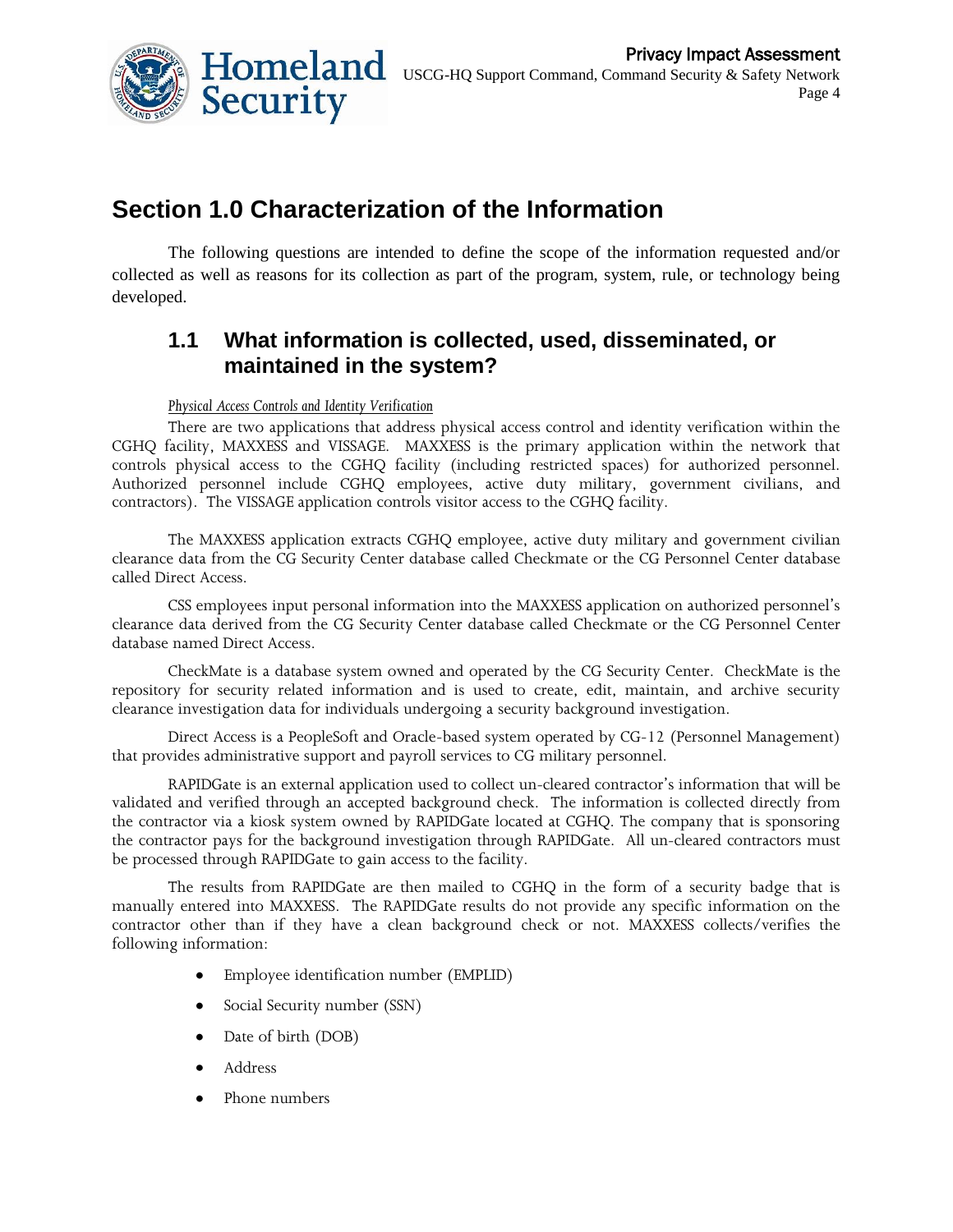## Section 1.0 Characterization of the Information

The following questions are intended to define the scope of the information requested and/or collected as well as reasons for its collection as part of the program, system, rule, or technology being developed.

### 1.1 What information is collected, used, disseminated, or maintained in the system?

*Physical Access Controls and Identity Verification*

There are two applications that address physical access control and identity verification within the CGHQ facility, MAXXESS and VISSAGE. MAXXESS is the primary application within the network that controls physical access to the CGHQ facility (including restricted spaces) for authorized personnel. Authorized personnel include CGHQ employees, active duty military, government civilians, and contractors). The VISSAGE application controls visitor access to the CGHQ facility.

The MAXXESS application extracts CGHQ employee, active duty military and government civilian clearance data from the CG Security Center database called Checkmate or the CG Personnel Center database called Direct Access.

CSS employees input personal information into the MAXXESS application on authorized personnel's clearance data derived from the CG Security Center database called Checkmate or the CG Personnel Center database named Direct Access.

CheckMate is a database system owned and operated by the CG Security Center. CheckMate is the repository for security related information and is used to create, edit, maintain, and archive security clearance investigation data for individuals undergoing a security background investigation.

Direct Access is a PeopleSoft and Oracle-based system operated by CG-12 (Personnel Management) that provides administrative support and payroll services to CG military personnel.

RAPIDGate is an external application used to collect un-cleared contractor's information that will be validated and verified through an accepted background check. The information is collected directly from the contractor via a kiosk system owned by RAPIDGate located at CGHQ. The company that is sponsoring the contractor pays for the background investigation through RAPIDGate. All un-cleared contractors must be processed through RAPIDGate to gain access to the facility.

The results from RAPIDGate are then mailed to CGHQ in the form of a security badge that is manually entered into MAXXESS. The RAPIDGate results do not provide any specific information on the contractor other than if they have a clean background check or not. MAXXESS collects/verifies the following information:

- Employee identification number (EMPLID)
- Social Security number (SSN)
- Date of birth (DOB)
- Address
- Phone numbers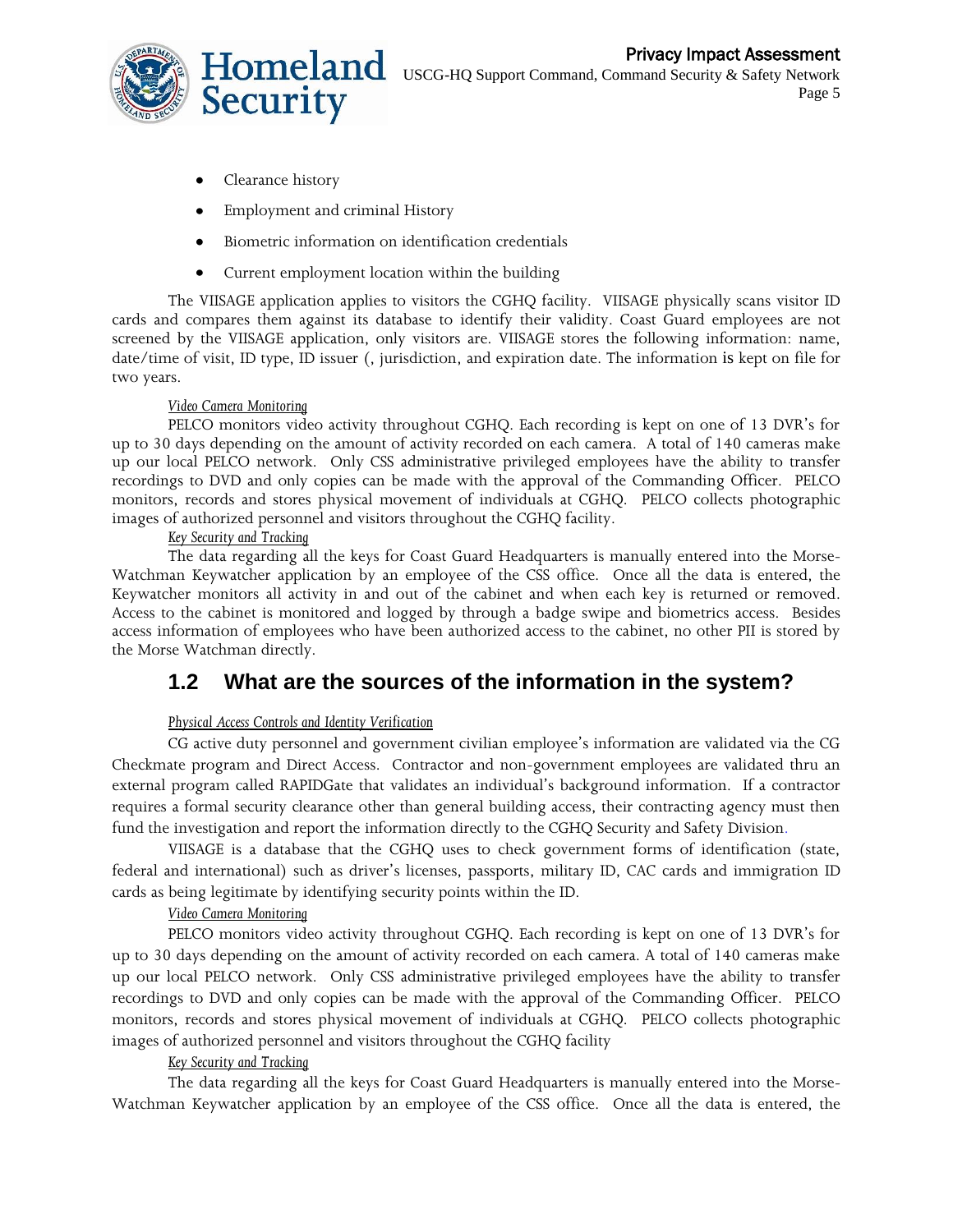- Clearance history
- Employment and criminal History
- Biometric information on identification credentials
- Current employment location within the building

The VIISAGE application applies to visitors the CGHQ facility. VIISAGE physically scans visitor ID cards and compares them against its database to identify their validity. Coast Guard employees are not screened by the VIISAGE application, only visitors are. VIISAGE stores the following information: name, date/time of visit, ID type, ID issuer (, jurisdiction, and expiration date. The information is kept on file for two years.

*Video Camera Monitoring*

PELCO monitors video activity throughout CGHQ. Each recording is kept on one of 13 DVR's for up to 30 days depending on the amount of activity recorded on each camera. A total of 140 cameras make up our local PELCO network. Only CSS administrative privileged employees have the ability to transfer recordings to DVD and only copies can be made with the approval of the Commanding Officer. PELCO monitors, records and stores physical movement of individuals at CGHQ. PELCO collects photographic images of authorized personnel and visitors throughout the CGHQ facility.

*Key Security and Tracking*

The data regarding all the keys for Coast Guard Headquarters is manually entered into the Morse-Watchman Keywatcher application by an employee of the CSS office. Once all the data is entered, the Keywatcher monitors all activity in and out of the cabinet and when each key is returned or removed. Access to the cabinet is monitored and logged by through a badge swipe and biometrics access. Besides access information of employees who have been authorized access to the cabinet, no other PII is stored by the Morse Watchman directly.

## 1.2 What are the sources of the information in the system?

*Physical Access Controls and Identity Verification*

CG active duty personnel and government civilian employee's information are validated via the CG Checkmate program and Direct Access. Contractor and non-government employees are validated thru an external program called RAPIDGate that validates an individual's background information. If a contractor requires a formal security clearance other than general building access, their contracting agency must then fund the investigation and report the information directly to the CGHQ Security and Safety Division.

VIISAGE is a database that the CGHQ uses to check government forms of identification (state, federal and international) such as driver's licenses, passports, military ID, CAC cards and immigration ID cards as being legitimate by identifying security points within the ID.

*Video Camera Monitoring*

PELCO monitors video activity throughout CGHQ. Each recording is kept on one of 13 DVR's for up to 30 days depending on the amount of activity recorded on each camera. A total of 140 cameras make up our local PELCO network. Only CSS administrative privileged employees have the ability to transfer recordings to DVD and only copies can be made with the approval of the Commanding Officer. PELCO monitors, records and stores physical movement of individuals at CGHQ. PELCO collects photographic images of authorized personnel and visitors throughout the CGHQ facility

*Key Security and Tracking*

The data regarding all the keys for Coast Guard Headquarters is manually entered into the Morse-Watchman Keywatcher application by an employee of the CSS office. Once all the data is entered, the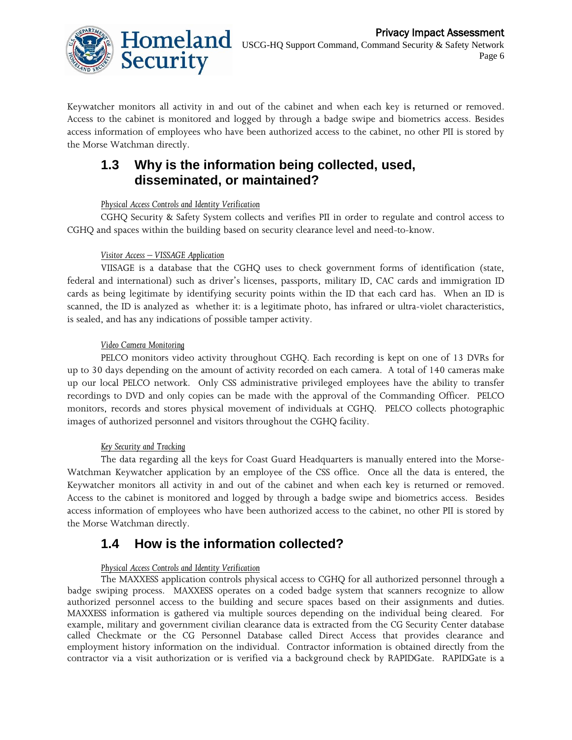Keywatcher monitors all activity in and out of the cabinet and when each key is returned or removed. Access to the cabinet is monitored and logged by through a badge swipe and biometrics access. Besides access information of employees who have been authorized access to the cabinet, no other PII is stored by the Morse Watchman directly.

## 1.3 Why is the information being collected, used, disseminated, or maintained?

*Physical Access Controls and Identity Verification*

CGHQ Security & Safety System collects and verifies PII in order to regulate and control access to CGHQ and spaces within the building based on security clearance level and need-to-know.

*Visitor Access – VISSAGE Application*

VIISAGE is a database that the CGHQ uses to check government forms of identification (state, federal and international) such as driver's licenses, passports, military ID, CAC cards and immigration ID cards as being legitimate by identifying security points within the ID that each card has. When an ID is scanned, the ID is analyzed as whether it: is a legitimate photo, has infrared or ultra-violet characteristics, is sealed, and has any indications of possible tamper activity.

*Video Camera Monitoring*

PELCO monitors video activity throughout CGHQ. Each recording is kept on one of 13 DVRs for up to 30 days depending on the amount of activity recorded on each camera. A total of 140 cameras make up our local PELCO network. Only CSS administrative privileged employees have the ability to transfer recordings to DVD and only copies can be made with the approval of the Commanding Officer. PELCO monitors, records and stores physical movement of individuals at CGHQ. PELCO collects photographic images of authorized personnel and visitors throughout the CGHQ facility.

*Key Security and Tracking*

The data regarding all the keys for Coast Guard Headquarters is manually entered into the Morse-Watchman Keywatcher application by an employee of the CSS office. Once all the data is entered, the Keywatcher monitors all activity in and out of the cabinet and when each key is returned or removed. Access to the cabinet is monitored and logged by through a badge swipe and biometrics access. Besides access information of employees who have been authorized access to the cabinet, no other PII is stored by the Morse Watchman directly.

## 1.4 How is the information collected?

*Physical Access Controls and Identity Verification*

The MAXXESS application controls physical access to CGHQ for all authorized personnel through a badge swiping process. MAXXESS operates on a coded badge system that scanners recognize to allow authorized personnel access to the building and secure spaces based on their assignments and duties. MAXXESS information is gathered via multiple sources depending on the individual being cleared. For example, military and government civilian clearance data is extracted from the CG Security Center database called Checkmate or the CG Personnel Database called Direct Access that provides clearance and employment history information on the individual. Contractor information is obtained directly from the contractor via a visit authorization or is verified via a background check by RAPIDGate. RAPIDGate is a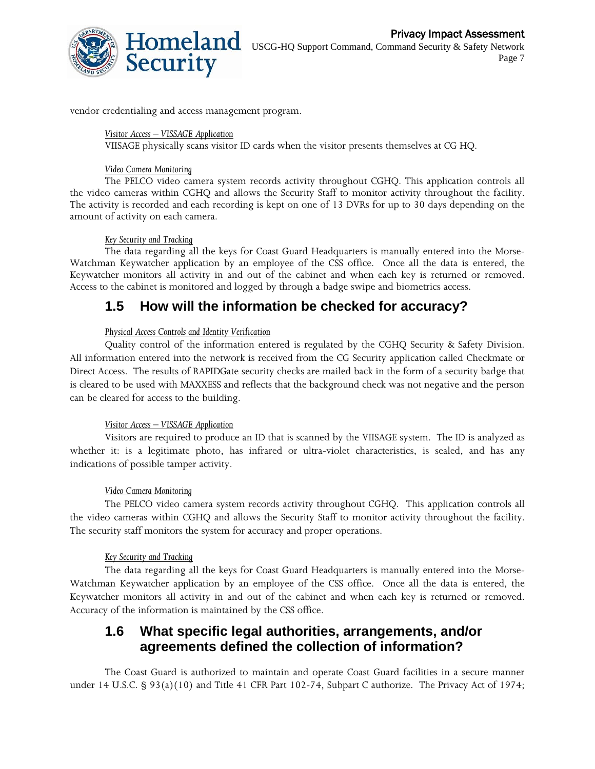vendor credentialing and access management program.

*Visitor Access – VISSAGE Application*

VIISAGE physically scans visitor ID cards when the visitor presents themselves at CG HQ.

*Video Camera Monitoring*

The PELCO video camera system records activity throughout CGHQ. This application controls all the video cameras within CGHQ and allows the Security Staff to monitor activity throughout the facility. The activity is recorded and each recording is kept on one of 13 DVRs for up to 30 days depending on the amount of activity on each camera.

*Key Security and Tracking*

The data regarding all the keys for Coast Guard Headquarters is manually entered into the Morse-Watchman Keywatcher application by an employee of the CSS office. Once all the data is entered, the Keywatcher monitors all activity in and out of the cabinet and when each key is returned or removed. Access to the cabinet is monitored and logged by through a badge swipe and biometrics access.

## 1.5 How will the information be checked for accuracy?

*Physical Access Controls and Identity Verification*

Quality control of the information entered is regulated by the CGHQ Security & Safety Division. All information entered into the network is received from the CG Security application called Checkmate or Direct Access. The results of RAPIDGate security checks are mailed back in the form of a security badge that is cleared to be used with MAXXESS and reflects that the background check was not negative and the person can be cleared for access to the building.

*Visitor Access – VISSAGE Application*

Visitors are required to produce an ID that is scanned by the VIISAGE system. The ID is analyzed as whether it: is a legitimate photo, has infrared or ultra-violet characteristics, is sealed, and has any indications of possible tamper activity.

*Video Camera Monitoring*

The PELCO video camera system records activity throughout CGHQ. This application controls all the video cameras within CGHQ and allows the Security Staff to monitor activity throughout the facility. The security staff monitors the system for accuracy and proper operations.

*Key Security and Tracking*

The data regarding all the keys for Coast Guard Headquarters is manually entered into the Morse-Watchman Keywatcher application by an employee of the CSS office. Once all the data is entered, the Keywatcher monitors all activity in and out of the cabinet and when each key is returned or removed. Accuracy of the information is maintained by the CSS office.

## 1.6 What specific legal authorities, arrangements, and/or agreements defined the collection of information?

The Coast Guard is authorized to maintain and operate Coast Guard facilities in a secure manner under 14 U.S.C. § 93(a)(10) and Title 41 CFR Part 102-74, Subpart C authorize. The Privacy Act of 1974;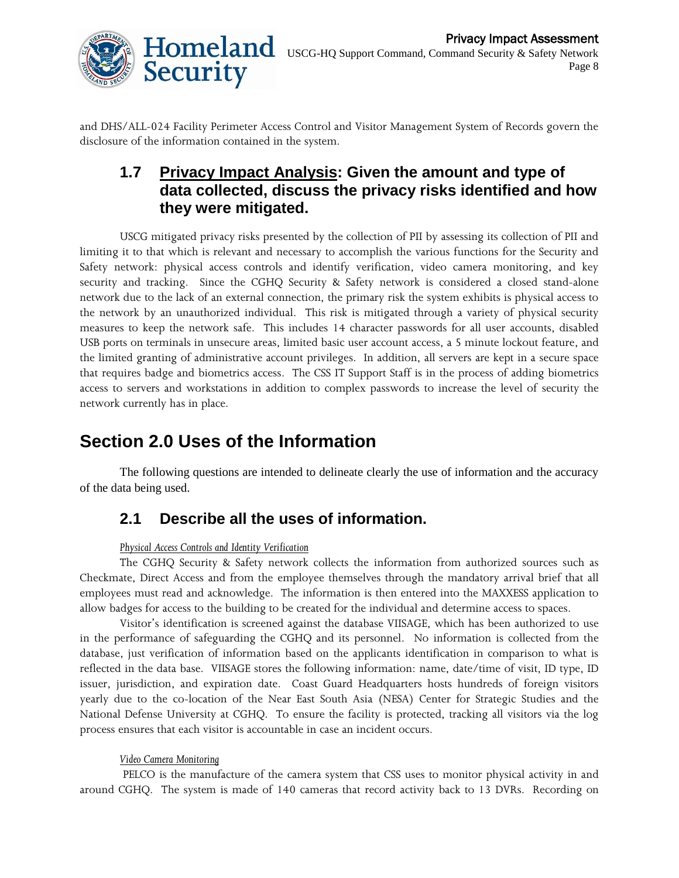and DHS/ALL-024 Facility Perimeter Access Control and Visitor Management System of Records govern the disclosure of the information contained in the system.

### 1.7 Privacy Impact Analysis: Given the amount and type of data collected, discuss the privacy risks identified and how they were mitigated.

USCG mitigated privacy risks presented by the collection of PII by assessing its collection of PII and limiting it to that which is relevant and necessary to accomplish the various functions for the Security and Safety network: physical access controls and identify verification, video camera monitoring, and key security and tracking. Since the CGHQ Security & Safety network is considered a closed stand-alone network due to the lack of an external connection, the primary risk the system exhibits is physical access to the network by an unauthorized individual. This risk is mitigated through a variety of physical security measures to keep the network safe. This includes 14 character passwords for all user accounts, disabled USB ports on terminals in unsecure areas, limited basic user account access, a 5 minute lockout feature, and the limited granting of administrative account privileges. In addition, all servers are kept in a secure space that requires badge and biometrics access. The CSS IT Support Staff is in the process of adding biometrics access to servers and workstations in addition to complex passwords to increase the level of security the network currently has in place.

## Section 2.0 Uses of the Information

The following questions are intended to delineate clearly the use of information and the accuracy of the data being used.

### 2.1 Describe all the uses of information.

*Physical Access Controls and Identity Verification*

The CGHQ Security & Safety network collects the information from authorized sources such as Checkmate, Direct Access and from the employee themselves through the mandatory arrival brief that all employees must read and acknowledge. The information is then entered into the MAXXESS application to allow badges for access to the building to be created for the individual and determine access to spaces.

Visitor's identification is screened against the database VIISAGE, which has been authorized to use in the performance of safeguarding the CGHQ and its personnel. No information is collected from the database, just verification of information based on the applicants identification in comparison to what is reflected in the data base. VIISAGE stores the following information: name, date/time of visit, ID type, ID issuer, jurisdiction, and expiration date. Coast Guard Headquarters hosts hundreds of foreign visitors yearly due to the co-location of the Near East South Asia (NESA) Center for Strategic Studies and the National Defense University at CGHQ. To ensure the facility is protected, tracking all visitors via the log process ensures that each visitor is accountable in case an incident occurs.

*Video Camera Monitoring*

PELCO is the manufacture of the camera system that CSS uses to monitor physical activity in and around CGHQ. The system is made of 140 cameras that record activity back to 13 DVRs. Recording on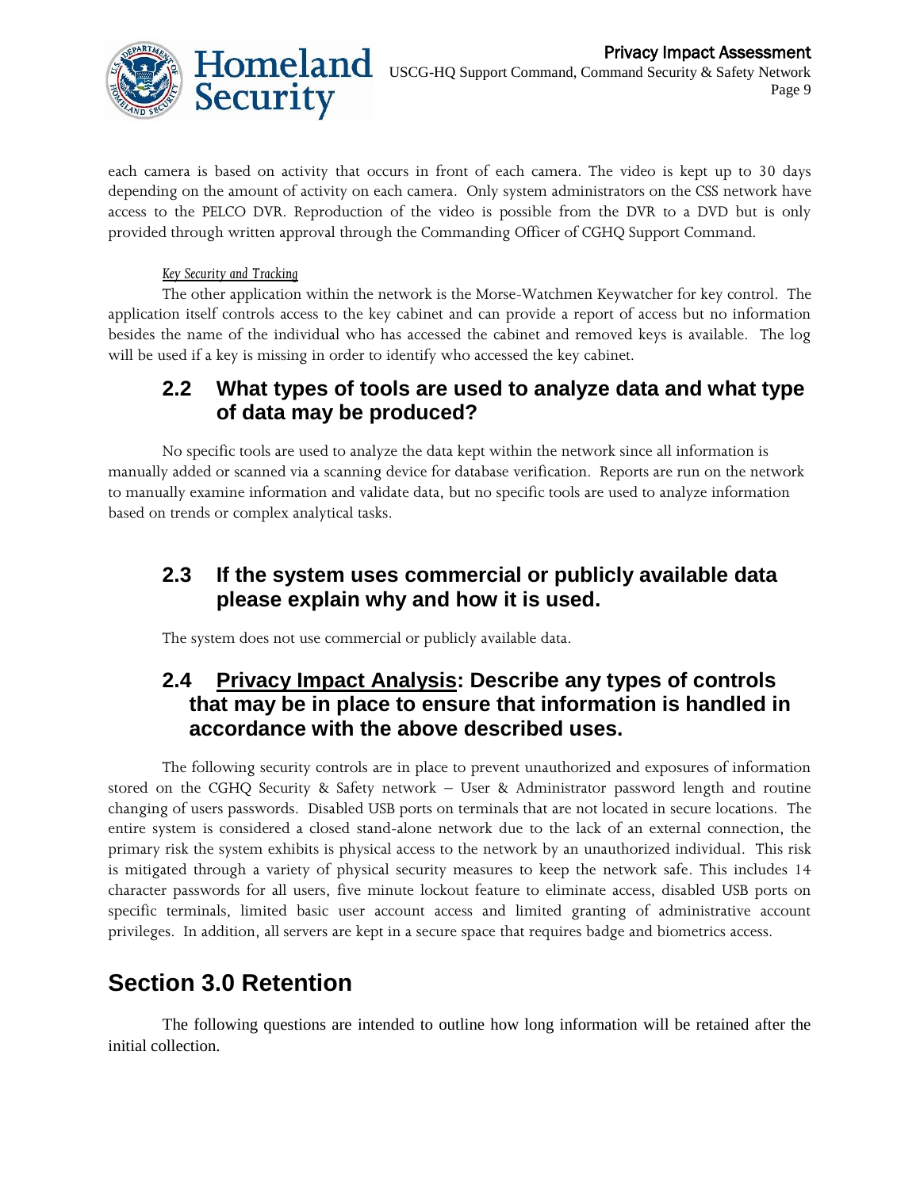each camera is based on activity that occurs in front of each camera. The video is kept up to 30 days depending on the amount of activity on each camera. Only system administrators on the CSS network have access to the PELCO DVR. Reproduction of the video is possible from the DVR to a DVD but is only provided through written approval through the Commanding Officer of CGHQ Support Command.

*Key Security and Tracking*

The other application within the network is the Morse-Watchmen Keywatcher for key control. The application itself controls access to the key cabinet and can provide a report of access but no information besides the name of the individual who has accessed the cabinet and removed keys is available. The log will be used if a key is missing in order to identify who accessed the key cabinet.

## 2.2 What types of tools are used to analyze data and what type of data may be produced?

No specific tools are used to analyze the data kept within the network since all information is manually added or scanned via a scanning device for database verification. Reports are run on the network to manually examine information and validate data, but no specific tools are used to analyze information based on trends or complex analytical tasks.

## 2.3 If the system uses commercial or publicly available data please explain why and how it is used.

The system does not use commercial or publicly available data.

## 2.4 Privacy Impact Analysis: Describe any types of controls that may be in place to ensure that information is handled in accordance with the above described uses.

The following security controls are in place to prevent unauthorized and exposures of information stored on the CGHQ Security & Safety network – User & Administrator password length and routine changing of users passwords. Disabled USB ports on terminals that are not located in secure locations. The entire system is considered a closed stand-alone network due to the lack of an external connection, the primary risk the system exhibits is physical access to the network by an unauthorized individual. This risk is mitigated through a variety of physical security measures to keep the network safe. This includes 14 character passwords for all users, five minute lockout feature to eliminate access, disabled USB ports on specific terminals, limited basic user account access and limited granting of administrative account privileges. In addition, all servers are kept in a secure space that requires badge and biometrics access.

# Section 3.0 Retention

The following questions are intended to outline how long information will be retained after the initial collection.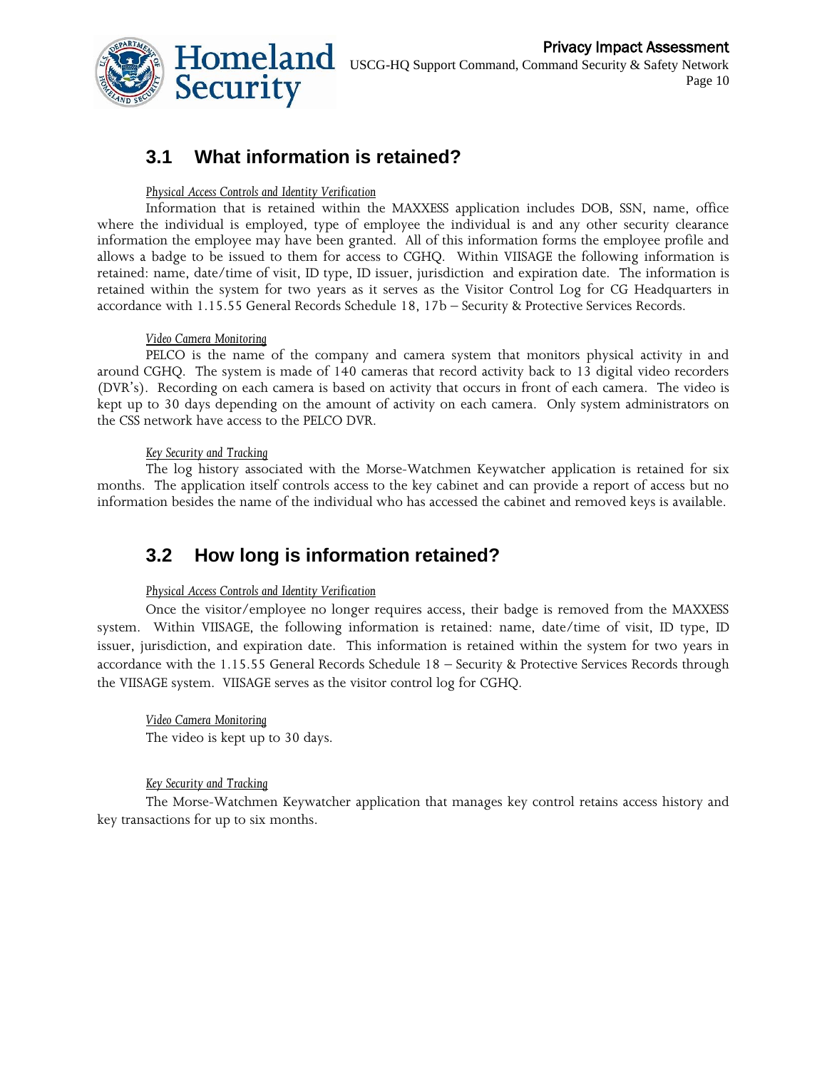## 3.1 What information is retained?

*Physical Access Controls and Identity Verification*

Information that is retained within the MAXXESS application includes DOB, SSN, name, office where the individual is employed, type of employee the individual is and any other security clearance information the employee may have been granted. All of this information forms the employee profile and allows a badge to be issued to them for access to CGHQ. Within VIISAGE the following information is retained: name, date/time of visit, ID type, ID issuer, jurisdiction and expiration date. The information is retained within the system for two years as it serves as the Visitor Control Log for CG Headquarters in accordance with 1.15.55 General Records Schedule 18, 17b – Security & Protective Services Records.

*Video Camera Monitoring*

PELCO is the name of the company and camera system that monitors physical activity in and around CGHQ. The system is made of 140 cameras that record activity back to 13 digital video recorders (DVR's). Recording on each camera is based on activity that occurs in front of each camera. The video is kept up to 30 days depending on the amount of activity on each camera. Only system administrators on the CSS network have access to the PELCO DVR.

*Key Security and Tracking*

The log history associated with the Morse-Watchmen Keywatcher application is retained for six months. The application itself controls access to the key cabinet and can provide a report of access but no information besides the name of the individual who has accessed the cabinet and removed keys is available.

## 3.2 How long is information retained?

*Physical Access Controls and Identity Verification*

Once the visitor/employee no longer requires access, their badge is removed from the MAXXESS system. Within VIISAGE, the following information is retained: name, date/time of visit, ID type, ID issuer, jurisdiction, and expiration date. This information is retained within the system for two years in accordance with the 1.15.55 General Records Schedule 18 – Security & Protective Services Records through the VIISAGE system. VIISAGE serves as the visitor control log for CGHQ.

*Video Camera Monitoring*

The video is kept up to 30 days.

*Key Security and Tracking*

The Morse-Watchmen Keywatcher application that manages key control retains access history and key transactions for up to six months.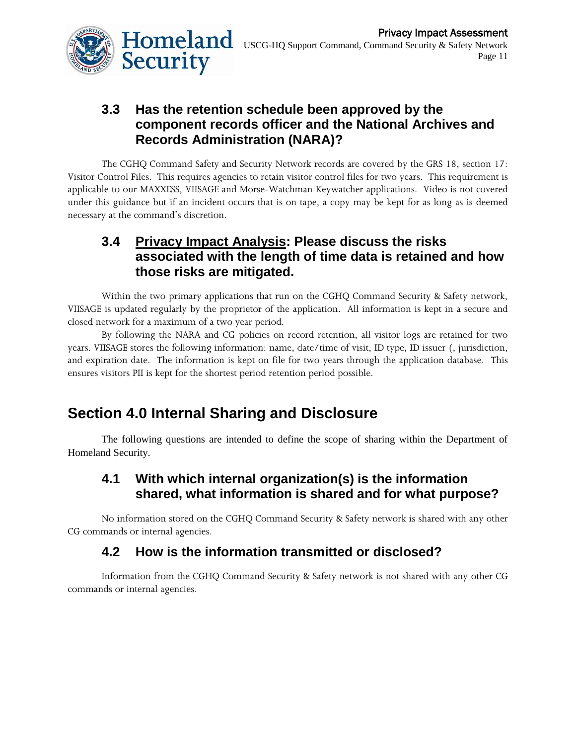### 3.3 Has the retention schedule been approved by the component records officer and the National Archives and Records Administration (NARA)?

The CGHQ Command Safety and Security Network records are covered by the GRS 18, section 17: Visitor Control Files. This requires agencies to retain visitor control files for two years. This requirement is applicable to our MAXXESS, VIISAGE and Morse-Watchman Keywatcher applications. Video is not covered under this guidance but if an incident occurs that is on tape, a copy may be kept for as long as is deemed necessary at the command's discretion.

### 3.4 Privacy Impact Analysis: Please discuss the risks associated with the length of time data is retained and how those risks are mitigated.

Within the two primary applications that run on the CGHQ Command Security & Safety network, VIISAGE is updated regularly by the proprietor of the application. All information is kept in a secure and closed network for a maximum of a two year period.

By following the NARA and CG policies on record retention, all visitor logs are retained for two years. VIISAGE stores the following information: name, date/time of visit, ID type, ID issuer (, jurisdiction, and expiration date. The information is kept on file for two years through the application database. This ensures visitors PII is kept for the shortest period retention period possible.

## Section 4.0 Internal Sharing and Disclosure

The following questions are intended to define the scope of sharing within the Department of Homeland Security.

### 4.1 With which internal organization(s) is the information shared, what information is shared and for what purpose?

No information stored on the CGHQ Command Security & Safety network is shared with any other CG commands or internal agencies.

### 4.2 How is the information transmitted or disclosed?

Information from the CGHQ Command Security & Safety network is not shared with any other CG commands or internal agencies.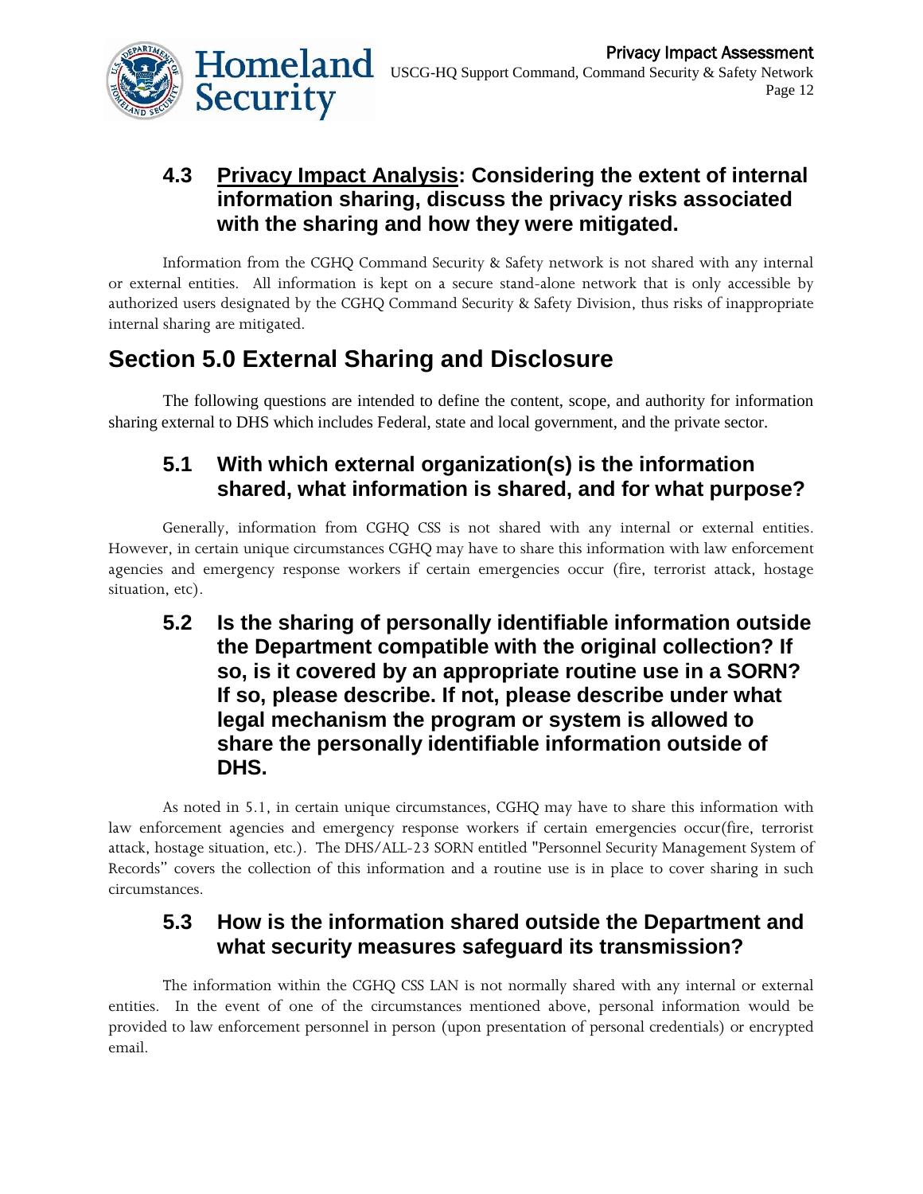### 4.3 <u>Privacy Impact Analysis</u>: Considering the extent of internal information sharing, discuss the privacy risks associated with the sharing and how they were mitigated.

Information from the CGHQ Command Security & Safety network is not shared with any internal or external entities. All information is kept on a secure stand-alone network that is only accessible by authorized users designated by the CGHQ Command Security & Safety Division, thus risks of inappropriate internal sharing are mitigated.

## Section 5.0 External Sharing and Disclosure

The following questions are intended to define the content, scope, and authority for information sharing external to DHS which includes Federal, state and local government, and the private sector.

### 5.1 With which external organization(s) is the information shared, what information is shared, and for what purpose?

Generally, information from CGHQ CSS is not shared with any internal or external entities. However, in certain unique circumstances CGHQ may have to share this information with law enforcement agencies and emergency response workers if certain emergencies occur (fire, terrorist attack, hostage situation, etc).

### 5.2 Is the sharing of personally identifiable information outside the Department compatible with the original collection? If so, is it covered by an appropriate routine use in a SORN? If so, please describe. If not, please describe under what legal mechanism the program or system is allowed to share the personally identifiable information outside of DHS.

As noted in 5.1, in certain unique circumstances, CGHQ may have to share this information with law enforcement agencies and emergency response workers if certain emergencies occur(fire, terrorist attack, hostage situation, etc.). The DHS/ALL-23 SORN entitled "Personnel Security Management System of Records" covers the collection of this information and a routine use is in place to cover sharing in such circumstances.

### 5.3 How is the information shared outside the Department and what security measures safeguard its transmission?

The information within the CGHQ CSS LAN is not normally shared with any internal or external entities. In the event of one of the circumstances mentioned above, personal information would be provided to law enforcement personnel in person (upon presentation of personal credentials) or encrypted email.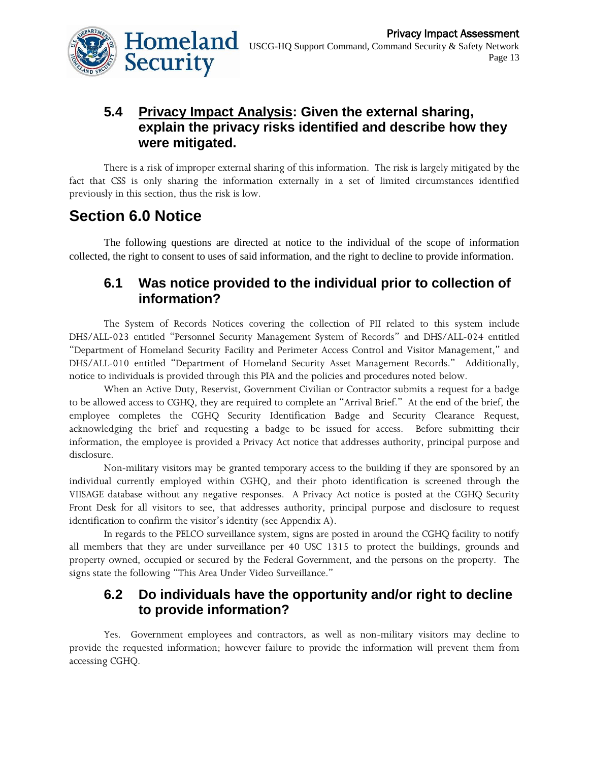### 5.4 <u>Privacy Impact Analysis</u>: Given the external sharing, explain the privacy risks identified and describe how they were mitigated.

There is a risk of improper external sharing of this information. The risk is largely mitigated by the fact that CSS is only sharing the information externally in a set of limited circumstances identified previously in this section, thus the risk is low.

## Section 6.0 Notice

The following questions are directed at notice to the individual of the scope of information collected, the right to consent to uses of said information, and the right to decline to provide information.

### 6.1 Was notice provided to the individual prior to collection of information?

The System of Records Notices covering the collection of PII related to this system include DHS/ALL-023 entitled "Personnel Security Management System of Records" and DHS/ALL-024 entitled "Department of Homeland Security Facility and Perimeter Access Control and Visitor Management," and DHS/ALL-010 entitled "Department of Homeland Security Asset Management Records." Additionally, notice to individuals is provided through this PIA and the policies and procedures noted below.

When an Active Duty, Reservist, Government Civilian or Contractor submits a request for a badge to be allowed access to CGHQ, they are required to complete an "Arrival Brief." At the end of the brief, the employee completes the CGHQ Security Identification Badge and Security Clearance Request, acknowledging the brief and requesting a badge to be issued for access. Before submitting their information, the employee is provided a Privacy Act notice that addresses authority, principal purpose and disclosure.

Non-military visitors may be granted temporary access to the building if they are sponsored by an individual currently employed within CGHQ, and their photo identification is screened through the VIISAGE database without any negative responses. A Privacy Act notice is posted at the CGHQ Security Front Desk for all visitors to see, that addresses authority, principal purpose and disclosure to request identification to confirm the visitor's identity (see Appendix A).

In regards to the PELCO surveillance system, signs are posted in around the CGHQ facility to notify all members that they are under surveillance per 40 USC 1315 to protect the buildings, grounds and property owned, occupied or secured by the Federal Government, and the persons on the property. The signs state the following "This Area Under Video Surveillance."

### 6.2 Do individuals have the opportunity and/or right to decline to provide information?

Yes. Government employees and contractors, as well as non-military visitors may decline to provide the requested information; however failure to provide the information will prevent them from accessing CGHQ.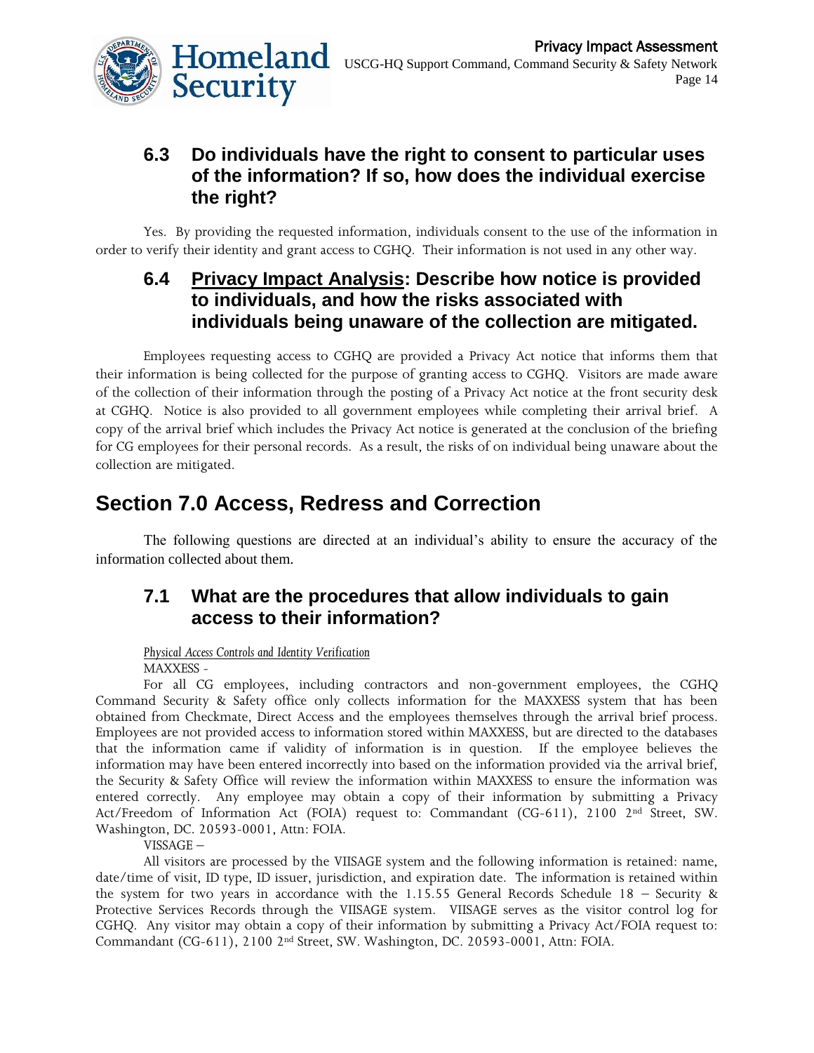### 6.3 Do individuals have the right to consent to particular uses of the information? If so, how does the individual exercise the right?

Yes. By providing the requested information, individuals consent to the use of the information in order to verify their identity and grant access to CGHQ. Their information is not used in any other way.

### 6.4 <u>Privacy Impact Analysis</u>: Describe how notice is provided to individuals, and how the risks associated with individuals being unaware of the collection are mitigated.

Employees requesting access to CGHQ are provided a Privacy Act notice that informs them that their information is being collected for the purpose of granting access to CGHQ. Visitors are made aware of the collection of their information through the posting of a Privacy Act notice at the front security desk at CGHQ. Notice is also provided to all government employees while completing their arrival brief. A copy of the arrival brief which includes the Privacy Act notice is generated at the conclusion of the briefing for CG employees for their personal records. As a result, the risks of on individual being unaware about the collection are mitigated.

## Section 7.0 Access, Redress and Correction

The following questions are directed at an individual's ability to ensure the accuracy of the information collected about them.

### 7.1 What are the procedures that allow individuals to gain access to their information?

*<u>Physical Access Controls and Identity Verification</u>*

MAXXESS -

For all CG employees, including contractors and non-government employees, the CGHQ Command Security & Safety office only collects information for the MAXXESS system that has been obtained from Checkmate, Direct Access and the employees themselves through the arrival brief process. Employees are not provided access to information stored within MAXXESS, but are directed to the databases that the information came if validity of information is in question. If the employee believes the information may have been entered incorrectly into based on the information provided via the arrival brief, the Security & Safety Office will review the information within MAXXESS to ensure the information was entered correctly. Any employee may obtain a copy of their information by submitting a Privacy Act/Freedom of Information Act (FOIA) request to: Commandant (CG-611), 2100 2nd Street, SW. Washington, DC. 20593-0001, Attn: FOIA.

VISSAGE –

All visitors are processed by the VIISAGE system and the following information is retained: name, date/time of visit, ID type, ID issuer, jurisdiction, and expiration date. The information is retained within the system for two years in accordance with the 1.15.55 General Records Schedule 18 – Security & Protective Services Records through the VIISAGE system. VIISAGE serves as the visitor control log for CGHQ. Any visitor may obtain a copy of their information by submitting a Privacy Act/FOIA request to: Commandant (CG-611), 2100 2nd Street, SW. Washington, DC. 20593-0001, Attn: FOIA.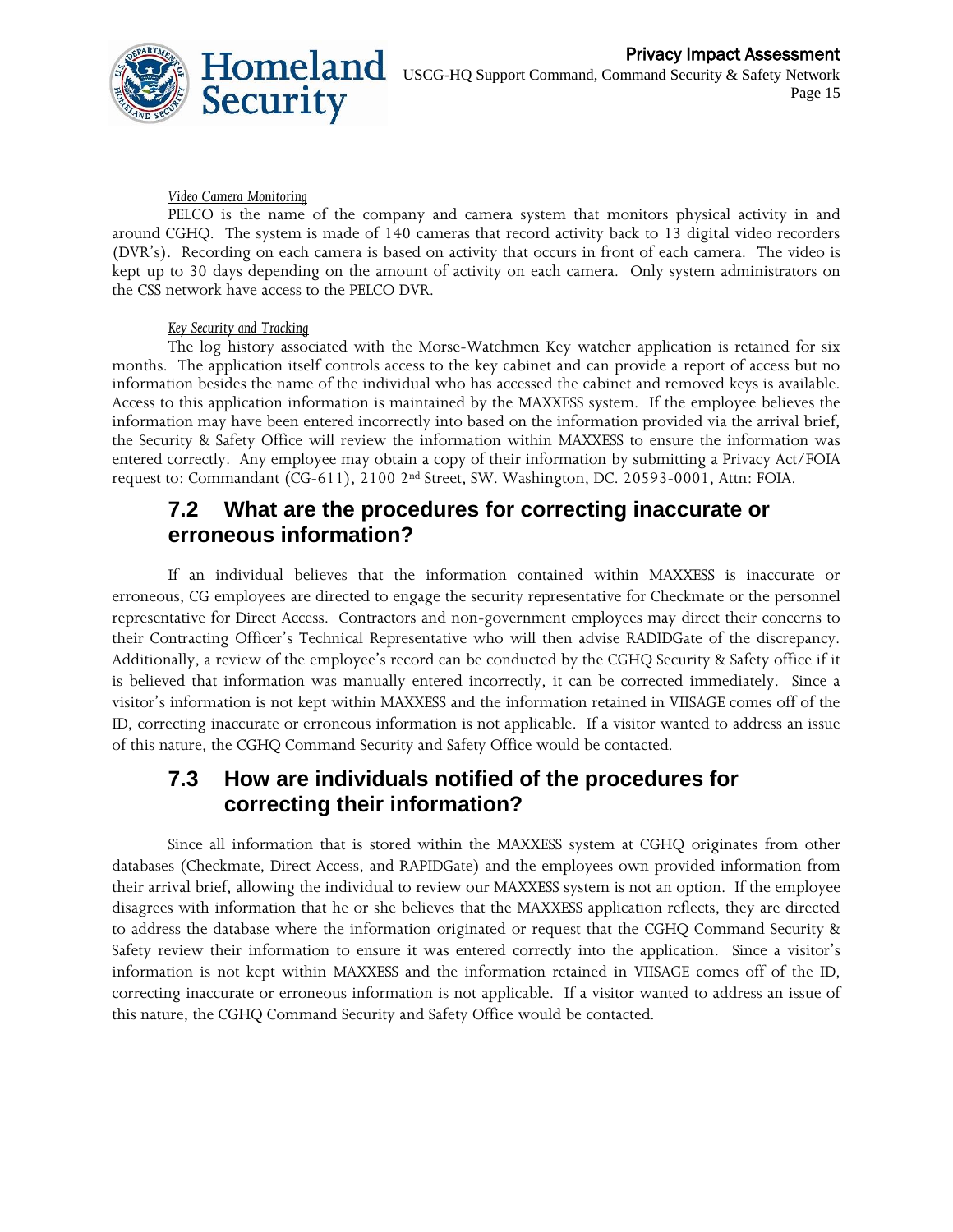*Video Camera Monitoring*

PELCO is the name of the company and camera system that monitors physical activity in and around CGHQ. The system is made of 140 cameras that record activity back to 13 digital video recorders (DVR's). Recording on each camera is based on activity that occurs in front of each camera. The video is kept up to 30 days depending on the amount of activity on each camera. Only system administrators on the CSS network have access to the PELCO DVR.

*Key Security and Tracking*

The log history associated with the Morse-Watchmen Key watcher application is retained for six months. The application itself controls access to the key cabinet and can provide a report of access but no information besides the name of the individual who has accessed the cabinet and removed keys is available. Access to this application information is maintained by the MAXXESS system. If the employee believes the information may have been entered incorrectly into based on the information provided via the arrival brief, the Security & Safety Office will review the information within MAXXESS to ensure the information was entered correctly. Any employee may obtain a copy of their information by submitting a Privacy Act/FOIA request to: Commandant (CG-611), 2100 2nd Street, SW. Washington, DC. 20593-0001, Attn: FOIA.

## 7.2 What are the procedures for correcting inaccurate or erroneous information?

If an individual believes that the information contained within MAXXESS is inaccurate or erroneous, CG employees are directed to engage the security representative for Checkmate or the personnel representative for Direct Access. Contractors and non-government employees may direct their concerns to their Contracting Officer's Technical Representative who will then advise RADIDGate of the discrepancy. Additionally, a review of the employee's record can be conducted by the CGHQ Security & Safety office if it is believed that information was manually entered incorrectly, it can be corrected immediately. Since a visitor's information is not kept within MAXXESS and the information retained in VIISAGE comes off of the ID, correcting inaccurate or erroneous information is not applicable. If a visitor wanted to address an issue of this nature, the CGHQ Command Security and Safety Office would be contacted.

## 7.3 How are individuals notified of the procedures for correcting their information?

Since all information that is stored within the MAXXESS system at CGHQ originates from other databases (Checkmate, Direct Access, and RAPIDGate) and the employees own provided information from their arrival brief, allowing the individual to review our MAXXESS system is not an option. If the employee disagrees with information that he or she believes that the MAXXESS application reflects, they are directed to address the database where the information originated or request that the CGHQ Command Security & Safety review their information to ensure it was entered correctly into the application. Since a visitor's information is not kept within MAXXESS and the information retained in VIISAGE comes off of the ID, correcting inaccurate or erroneous information is not applicable. If a visitor wanted to address an issue of this nature, the CGHQ Command Security and Safety Office would be contacted.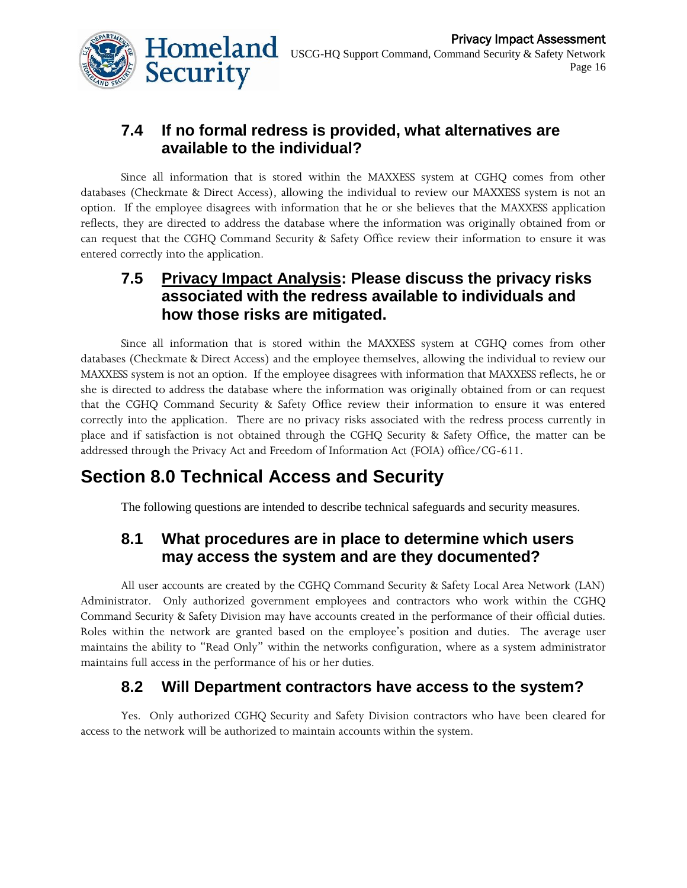### 7.4 If no formal redress is provided, what alternatives are available to the individual?

Since all information that is stored within the MAXXESS system at CGHQ comes from other databases (Checkmate & Direct Access), allowing the individual to review our MAXXESS system is not an option. If the employee disagrees with information that he or she believes that the MAXXESS application reflects, they are directed to address the database where the information was originally obtained from or can request that the CGHQ Command Security & Safety Office review their information to ensure it was entered correctly into the application.

### 7.5 Privacy Impact Analysis: Please discuss the privacy risks associated with the redress available to individuals and how those risks are mitigated.

Since all information that is stored within the MAXXESS system at CGHQ comes from other databases (Checkmate & Direct Access) and the employee themselves, allowing the individual to review our MAXXESS system is not an option. If the employee disagrees with information that MAXXESS reflects, he or she is directed to address the database where the information was originally obtained from or can request that the CGHQ Command Security & Safety Office review their information to ensure it was entered correctly into the application. There are no privacy risks associated with the redress process currently in place and if satisfaction is not obtained through the CGHQ Security & Safety Office, the matter can be addressed through the Privacy Act and Freedom of Information Act (FOIA) office/CG-611.

## Section 8.0 Technical Access and Security

The following questions are intended to describe technical safeguards and security measures.

### 8.1 What procedures are in place to determine which users may access the system and are they documented?

All user accounts are created by the CGHQ Command Security & Safety Local Area Network (LAN) Administrator. Only authorized government employees and contractors who work within the CGHQ Command Security & Safety Division may have accounts created in the performance of their official duties. Roles within the network are granted based on the employee's position and duties. The average user maintains the ability to "Read Only" within the networks configuration, where as a system administrator maintains full access in the performance of his or her duties.

### 8.2 Will Department contractors have access to the system?

Yes. Only authorized CGHQ Security and Safety Division contractors who have been cleared for access to the network will be authorized to maintain accounts within the system.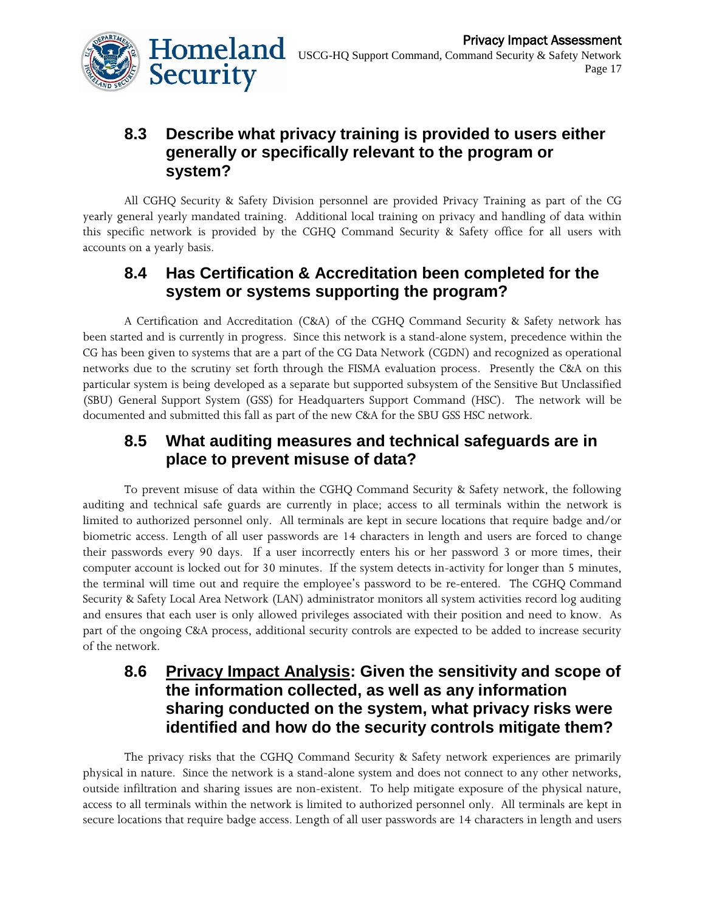### 8.3 Describe what privacy training is provided to users either generally or specifically relevant to the program or system?

All CGHQ Security & Safety Division personnel are provided Privacy Training as part of the CG yearly general yearly mandated training. Additional local training on privacy and handling of data within this specific network is provided by the CGHQ Command Security & Safety office for all users with accounts on a yearly basis.

### 8.4 Has Certification & Accreditation been completed for the system or systems supporting the program?

A Certification and Accreditation (C&A) of the CGHQ Command Security & Safety network has been started and is currently in progress. Since this network is a stand-alone system, precedence within the CG has been given to systems that are a part of the CG Data Network (CGDN) and recognized as operational networks due to the scrutiny set forth through the FISMA evaluation process. Presently the C&A on this particular system is being developed as a separate but supported subsystem of the Sensitive But Unclassified (SBU) General Support System (GSS) for Headquarters Support Command (HSC). The network will be documented and submitted this fall as part of the new C&A for the SBU GSS HSC network.

### 8.5 What auditing measures and technical safeguards are in place to prevent misuse of data?

To prevent misuse of data within the CGHQ Command Security & Safety network, the following auditing and technical safe guards are currently in place; access to all terminals within the network is limited to authorized personnel only. All terminals are kept in secure locations that require badge and/or biometric access. Length of all user passwords are 14 characters in length and users are forced to change their passwords every 90 days. If a user incorrectly enters his or her password 3 or more times, their computer account is locked out for 30 minutes. If the system detects in-activity for longer than 5 minutes, the terminal will time out and require the employee's password to be re-entered. The CGHQ Command Security & Safety Local Area Network (LAN) administrator monitors all system activities record log auditing and ensures that each user is only allowed privileges associated with their position and need to know. As part of the ongoing C&A process, additional security controls are expected to be added to increase security of the network.

### 8.6 <u>Privacy Impact Analysis</u>: Given the sensitivity and scope of the information collected, as well as any information sharing conducted on the system, what privacy risks were identified and how do the security controls mitigate them?

The privacy risks that the CGHQ Command Security & Safety network experiences are primarily physical in nature. Since the network is a stand-alone system and does not connect to any other networks, outside infiltration and sharing issues are non-existent. To help mitigate exposure of the physical nature, access to all terminals within the network is limited to authorized personnel only. All terminals are kept in secure locations that require badge access. Length of all user passwords are 14 characters in length and users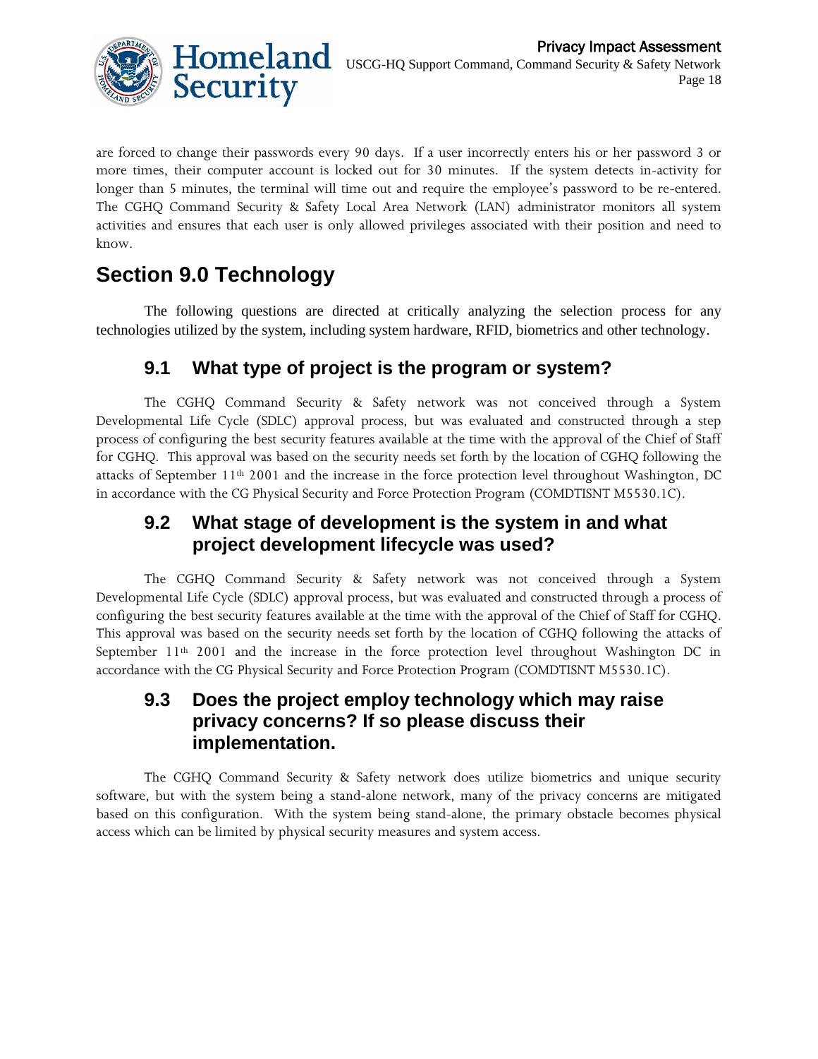are forced to change their passwords every 90 days. If a user incorrectly enters his or her password 3 or more times, their computer account is locked out for 30 minutes. If the system detects in-activity for longer than 5 minutes, the terminal will time out and require the employee's password to be re-entered. The CGHQ Command Security & Safety Local Area Network (LAN) administrator monitors all system activities and ensures that each user is only allowed privileges associated with their position and need to know.

# Section 9.0 Technology

The following questions are directed at critically analyzing the selection process for any technologies utilized by the system, including system hardware, RFID, biometrics and other technology.

## 9.1 What type of project is the program or system?

The CGHQ Command Security & Safety network was not conceived through a System Developmental Life Cycle (SDLC) approval process, but was evaluated and constructed through a step process of configuring the best security features available at the time with the approval of the Chief of Staff for CGHQ. This approval was based on the security needs set forth by the location of CGHQ following the attacks of September 11th 2001 and the increase in the force protection level throughout Washington, DC in accordance with the CG Physical Security and Force Protection Program (COMDTISNT M5530.1C).

## 9.2 What stage of development is the system in and what project development lifecycle was used?

The CGHQ Command Security & Safety network was not conceived through a System Developmental Life Cycle (SDLC) approval process, but was evaluated and constructed through a process of configuring the best security features available at the time with the approval of the Chief of Staff for CGHQ. This approval was based on the security needs set forth by the location of CGHQ following the attacks of September 11th 2001 and the increase in the force protection level throughout Washington DC in accordance with the CG Physical Security and Force Protection Program (COMDTISNT M5530.1C).

## 9.3 Does the project employ technology which may raise privacy concerns? If so please discuss their implementation.

The CGHQ Command Security & Safety network does utilize biometrics and unique security software, but with the system being a stand-alone network, many of the privacy concerns are mitigated based on this configuration. With the system being stand-alone, the primary obstacle becomes physical access which can be limited by physical security measures and system access.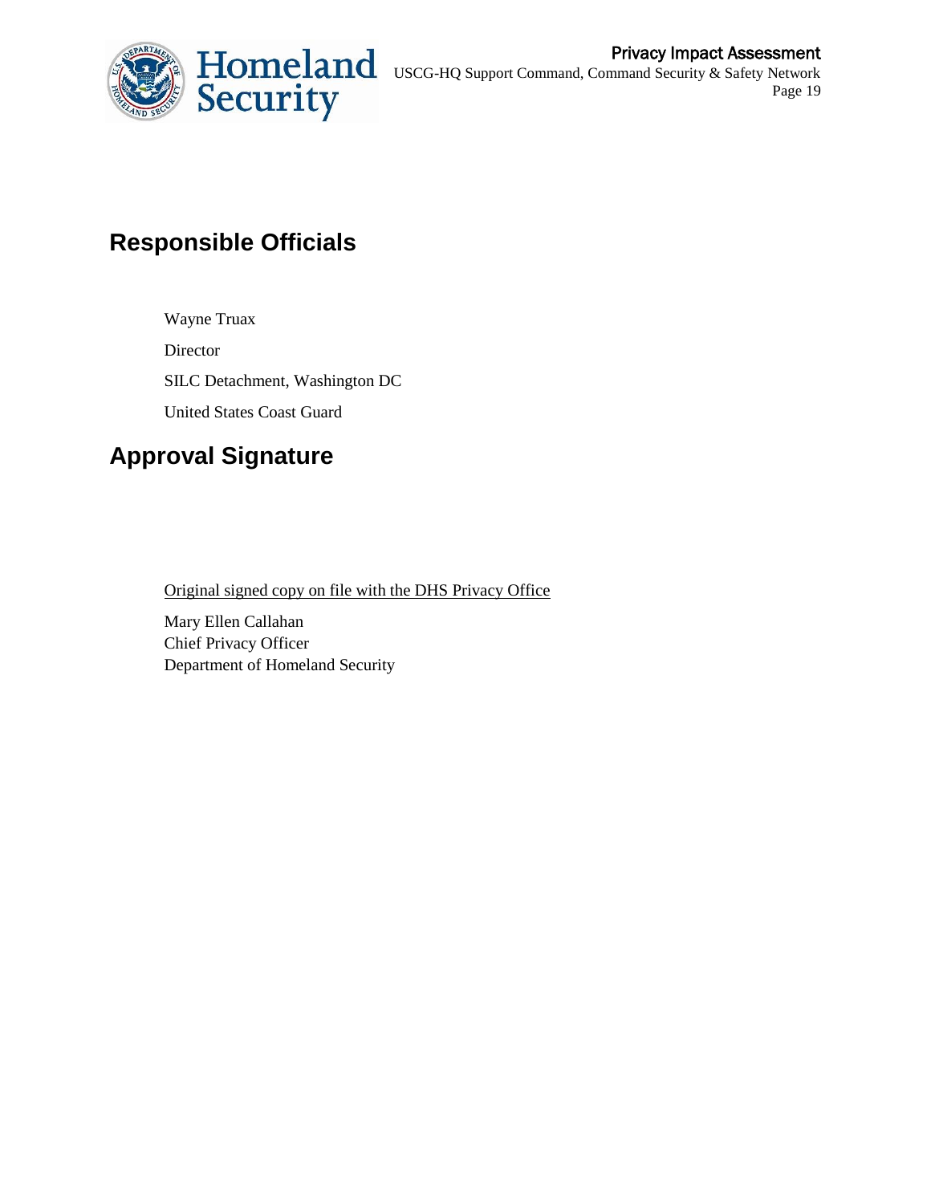## Responsible Officials

Wayne Truax

Director

SILC Detachment, Washington DC

United States Coast Guard

## Approval Signature

Original signed copy on file with the DHS Privacy Office

Mary Ellen Callahan
Chief Privacy Officer
Department of Homeland Security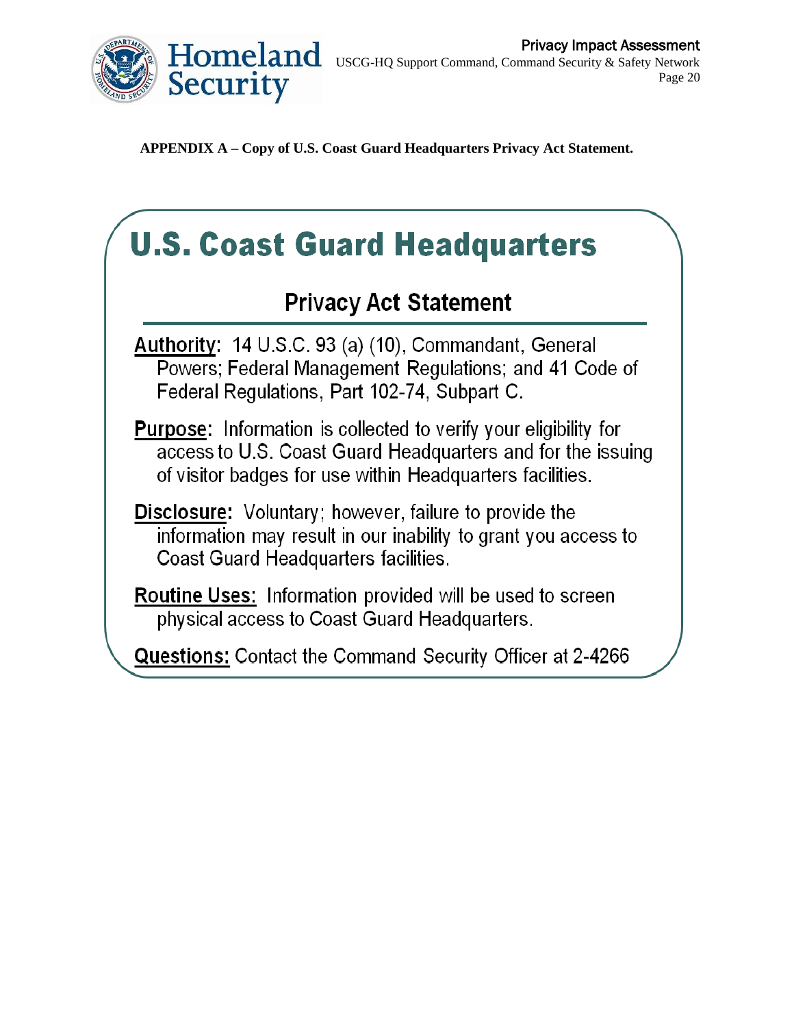**APPENDIX A – Copy of U.S. Coast Guard Headquarters Privacy Act Statement.**

# U.S. Coast Guard Headquarters

## Privacy Act Statement

**Authority:** 14 U.S.C. 93 (a) (10), Commandant, General Powers; Federal Management Regulations; and 41 Code of Federal Regulations, Part 102-74, Subpart C.

**Purpose:** Information is collected to verify your eligibility for access to U.S. Coast Guard Headquarters and for the issuing of visitor badges for use within Headquarters facilities.

**Disclosure:** Voluntary; however, failure to provide the information may result in our inability to grant you access to Coast Guard Headquarters facilities.

**Routine Uses:** Information provided will be used to screen physical access to Coast Guard Headquarters.

**Questions:** Contact the Command Security Officer at 2-4266